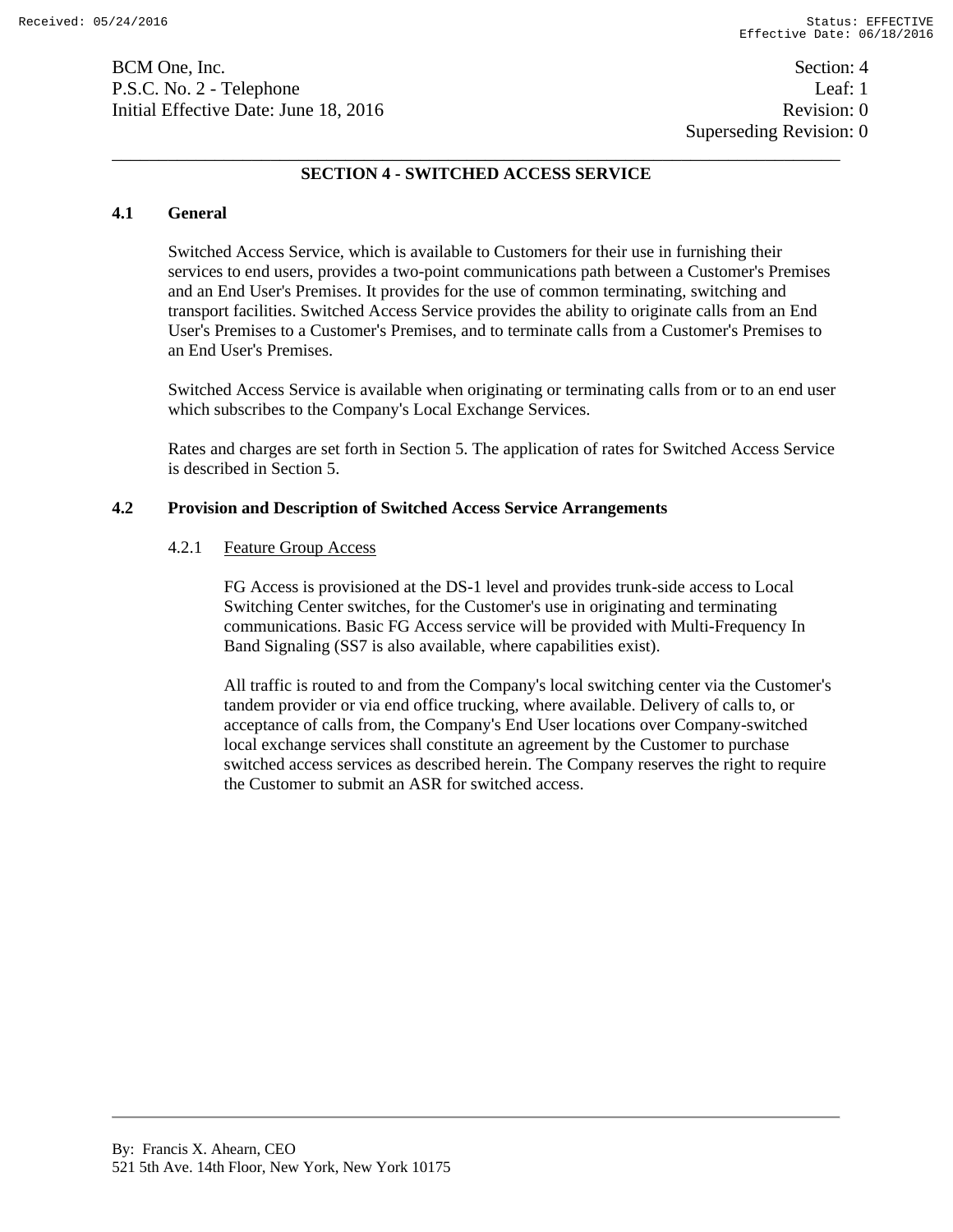BCM One, Inc.
P.S.C. No. 2 - Telephone
Initial Effective Date: June 18, 2016

Section: 4
Leaf: 1
Revision: 0
Superseding Revision: 0

## SECTION 4 - SWITCHED ACCESS SERVICE

### 4.1 General

Switched Access Service, which is available to Customers for their use in furnishing their services to end users, provides a two-point communications path between a Customer's Premises and an End User's Premises. It provides for the use of common terminating, switching and transport facilities. Switched Access Service provides the ability to originate calls from an End User's Premises to a Customer's Premises, and to terminate calls from a Customer's Premises to an End User's Premises.

Switched Access Service is available when originating or terminating calls from or to an end user which subscribes to the Company's Local Exchange Services.

Rates and charges are set forth in Section 5. The application of rates for Switched Access Service is described in Section 5.

### 4.2 Provision and Description of Switched Access Service Arrangements

4.2.1 Feature Group Access

FG Access is provisioned at the DS-1 level and provides trunk-side access to Local Switching Center switches, for the Customer's use in originating and terminating communications. Basic FG Access service will be provided with Multi-Frequency In Band Signaling (SS7 is also available, where capabilities exist).

All traffic is routed to and from the Company's local switching center via the Customer's tandem provider or via end office trucking, where available. Delivery of calls to, or acceptance of calls from, the Company's End User locations over Company-switched local exchange services shall constitute an agreement by the Customer to purchase switched access services as described herein. The Company reserves the right to require the Customer to submit an ASR for switched access.

By: Francis X. Ahearn, CEO
521 5th Ave. 14th Floor, New York, New York 10175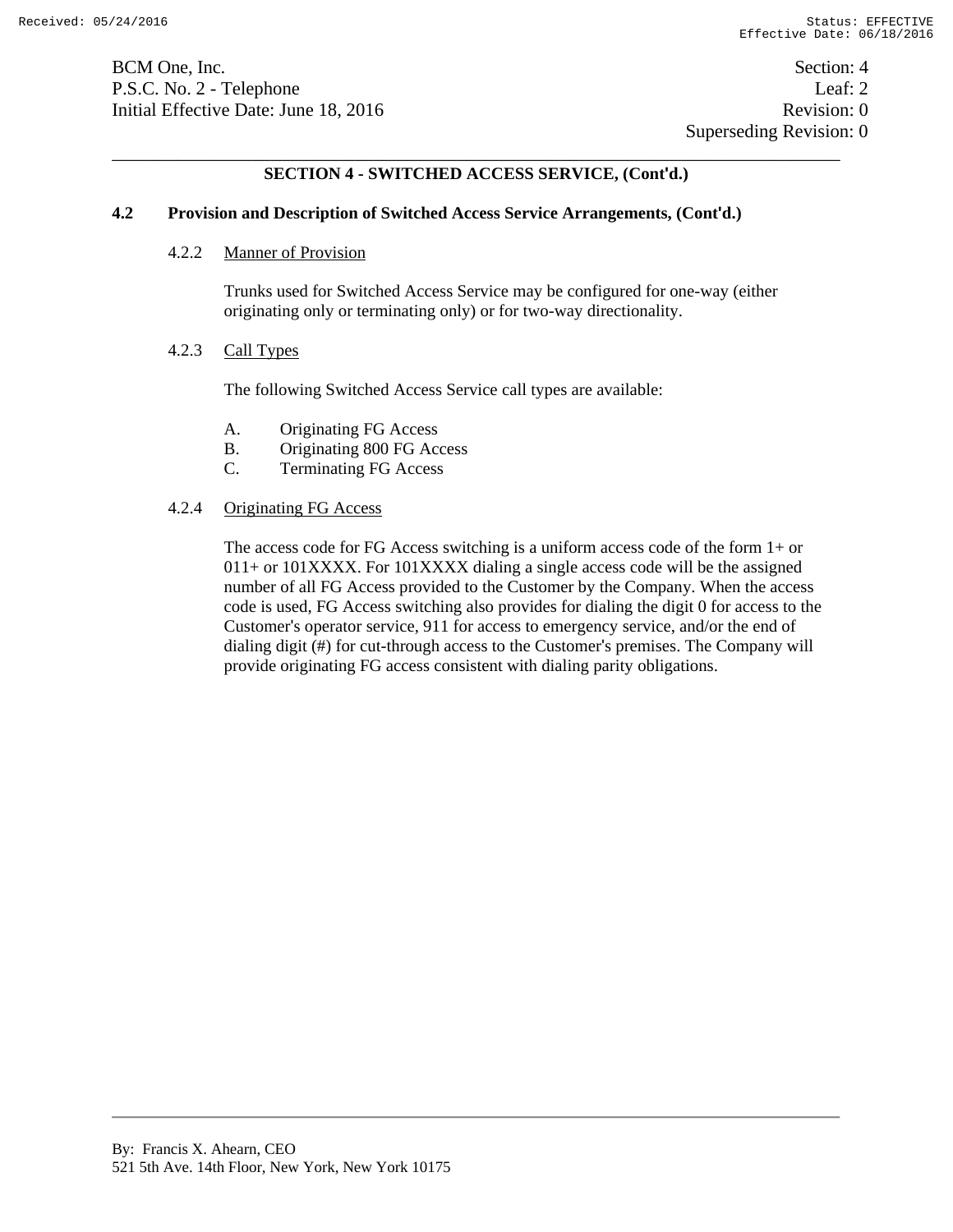## SECTION 4 - SWITCHED ACCESS SERVICE, (Cont'd.)

### 4.2 Provision and Description of Switched Access Service Arrangements, (Cont'd.)

#### 4.2.2 Manner of Provision

Trunks used for Switched Access Service may be configured for one-way (either originating only or terminating only) or for two-way directionality.

#### 4.2.3 Call Types

The following Switched Access Service call types are available:

A. Originating FG Access
B. Originating 800 FG Access
C. Terminating FG Access

#### 4.2.4 Originating FG Access

The access code for FG Access switching is a uniform access code of the form 1+ or 011+ or 101XXXX. For 101XXXX dialing a single access code will be the assigned number of all FG Access provided to the Customer by the Company. When the access code is used, FG Access switching also provides for dialing the digit 0 for access to the Customer's operator service, 911 for access to emergency service, and/or the end of dialing digit (#) for cut-through access to the Customer's premises. The Company will provide originating FG access consistent with dialing parity obligations.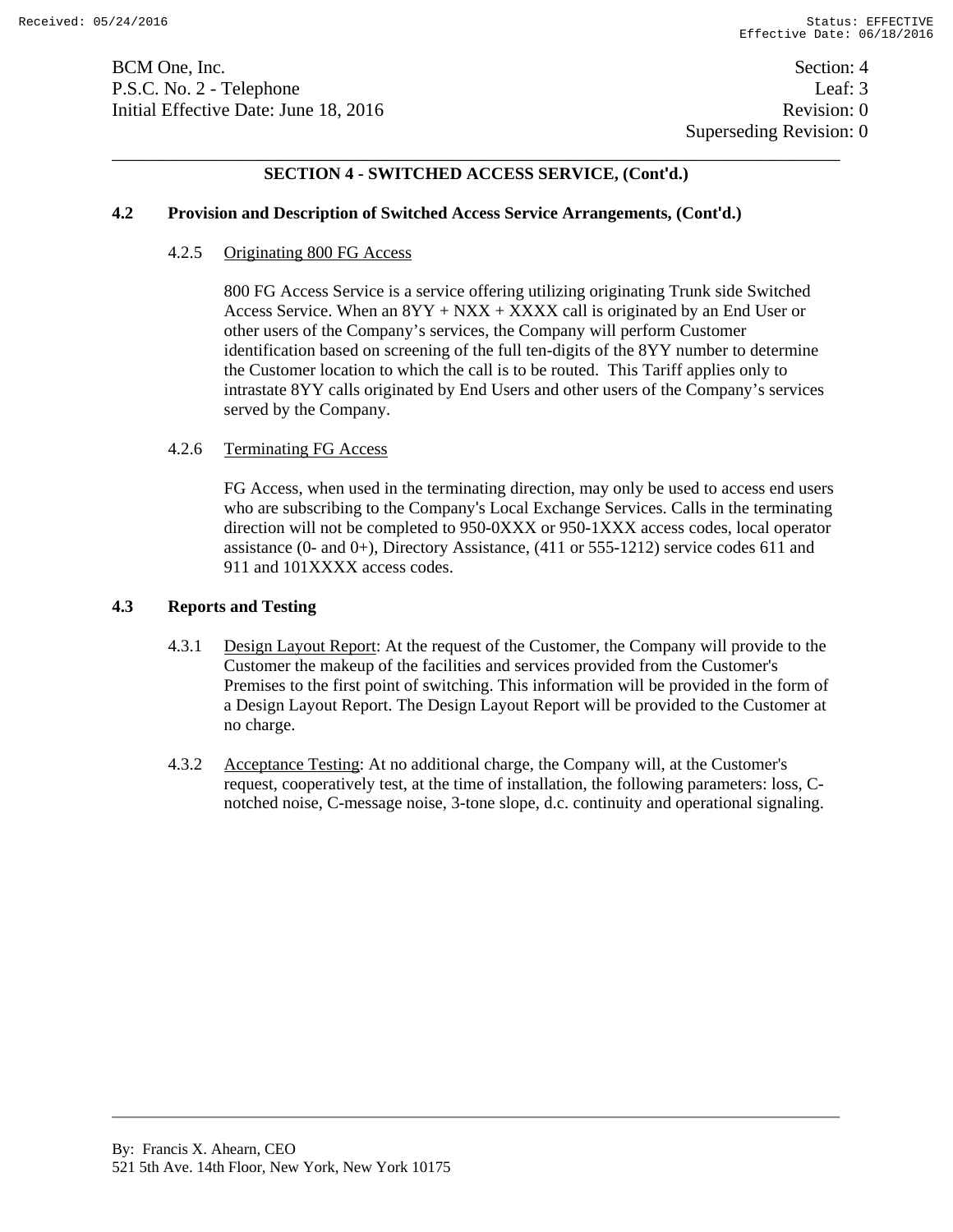## SECTION 4 - SWITCHED ACCESS SERVICE, (Cont'd.)

### 4.2 Provision and Description of Switched Access Service Arrangements, (Cont'd.)

4.2.5 Originating 800 FG Access

800 FG Access Service is a service offering utilizing originating Trunk side Switched Access Service. When an 8YY + NXX + XXXX call is originated by an End User or other users of the Company's services, the Company will perform Customer identification based on screening of the full ten-digits of the 8YY number to determine the Customer location to which the call is to be routed. This Tariff applies only to intrastate 8YY calls originated by End Users and other users of the Company's services served by the Company.

4.2.6 Terminating FG Access

FG Access, when used in the terminating direction, may only be used to access end users who are subscribing to the Company's Local Exchange Services. Calls in the terminating direction will not be completed to 950-0XXX or 950-1XXX access codes, local operator assistance (0- and 0+), Directory Assistance, (411 or 555-1212) service codes 611 and 911 and 101XXXX access codes.

### 4.3 Reports and Testing

4.3.1 Design Layout Report: At the request of the Customer, the Company will provide to the Customer the makeup of the facilities and services provided from the Customer's Premises to the first point of switching. This information will be provided in the form of a Design Layout Report. The Design Layout Report will be provided to the Customer at no charge.

4.3.2 Acceptance Testing: At no additional charge, the Company will, at the Customer's request, cooperatively test, at the time of installation, the following parameters: loss, C-notched noise, C-message noise, 3-tone slope, d.c. continuity and operational signaling.